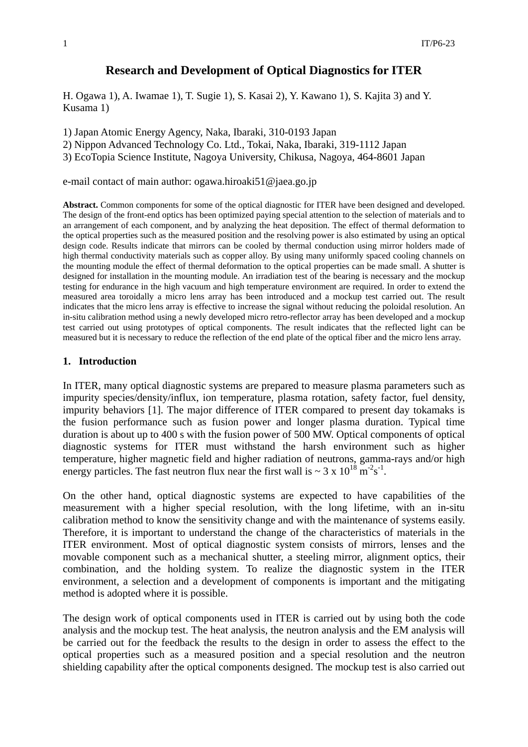# Research and Development of Optical Diagnostics for ITER

H. Ogawa 1), A. Iwamae 1), T. Sugie 1), S. Kasai 2), Y. Kawano 1), S. Kajita 3) and Y. Kusama 1)

1) Japan Atomic Energy Agency, Naka, Ibaraki, 310-0193 Japan
2) Nippon Advanced Technology Co. Ltd., Tokai, Naka, Ibaraki, 319-1112 Japan
3) EcoTopia Science Institute, Nagoya University, Chikusa, Nagoya, 464-8601 Japan

e-mail contact of main author: ogawa.hiroaki51@jaea.go.jp

**Abstract.** Common components for some of the optical diagnostic for ITER have been designed and developed. The design of the front-end optics has been optimized paying special attention to the selection of materials and to an arrangement of each component, and by analyzing the heat deposition. The effect of thermal deformation to the optical properties such as the measured position and the resolving power is also estimated by using an optical design code. Results indicate that mirrors can be cooled by thermal conduction using mirror holders made of high thermal conductivity materials such as copper alloy. By using many uniformly spaced cooling channels on the mounting module the effect of thermal deformation to the optical properties can be made small. A shutter is designed for installation in the mounting module. An irradiation test of the bearing is necessary and the mockup testing for endurance in the high vacuum and high temperature environment are required. In order to extend the measured area toroidally a micro lens array has been introduced and a mockup test carried out. The result indicates that the micro lens array is effective to increase the signal without reducing the poloidal resolution. An in-situ calibration method using a newly developed micro retro-reflector array has been developed and a mockup test carried out using prototypes of optical components. The result indicates that the reflected light can be measured but it is necessary to reduce the reflection of the end plate of the optical fiber and the micro lens array.

## 1. Introduction

In ITER, many optical diagnostic systems are prepared to measure plasma parameters such as impurity species/density/influx, ion temperature, plasma rotation, safety factor, fuel density, impurity behaviors [1]. The major difference of ITER compared to present day tokamaks is the fusion performance such as fusion power and longer plasma duration. Typical time duration is about up to 400 s with the fusion power of 500 MW. Optical components of optical diagnostic systems for ITER must withstand the harsh environment such as higher temperature, higher magnetic field and higher radiation of neutrons, gamma-rays and/or high energy particles. The fast neutron flux near the first wall is ~ 3 x $10^{18}$ $m^{-2}s^{-1}$.

On the other hand, optical diagnostic systems are expected to have capabilities of the measurement with a higher special resolution, with the long lifetime, with an in-situ calibration method to know the sensitivity change and with the maintenance of systems easily. Therefore, it is important to understand the change of the characteristics of materials in the ITER environment. Most of optical diagnostic system consists of mirrors, lenses and the movable component such as a mechanical shutter, a steeling mirror, alignment optics, their combination, and the holding system. To realize the diagnostic system in the ITER environment, a selection and a development of components is important and the mitigating method is adopted where it is possible.

The design work of optical components used in ITER is carried out by using both the code analysis and the mockup test. The heat analysis, the neutron analysis and the EM analysis will be carried out for the feedback the results to the design in order to assess the effect to the optical properties such as a measured position and a special resolution and the neutron shielding capability after the optical components designed. The mockup test is also carried out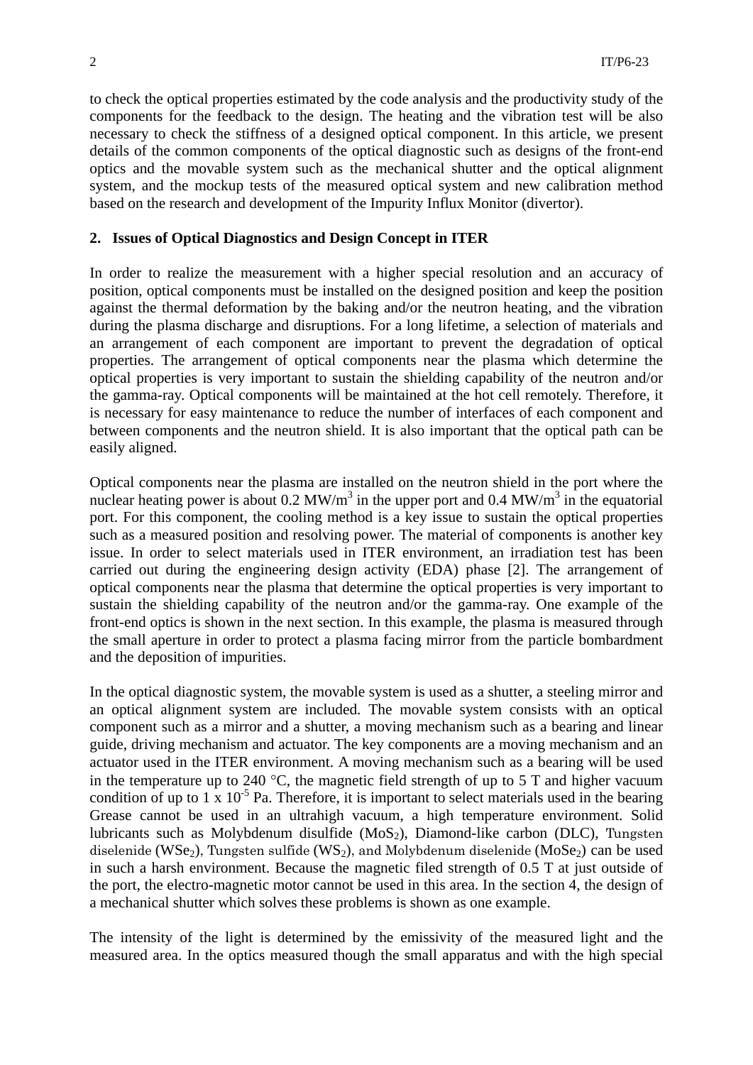to check the optical properties estimated by the code analysis and the productivity study of the components for the feedback to the design. The heating and the vibration test will be also necessary to check the stiffness of a designed optical component. In this article, we present details of the common components of the optical diagnostic such as designs of the front-end optics and the movable system such as the mechanical shutter and the optical alignment system, and the mockup tests of the measured optical system and new calibration method based on the research and development of the Impurity Influx Monitor (divertor).

## 2. Issues of Optical Diagnostics and Design Concept in ITER

In order to realize the measurement with a higher special resolution and an accuracy of position, optical components must be installed on the designed position and keep the position against the thermal deformation by the baking and/or the neutron heating, and the vibration during the plasma discharge and disruptions. For a long lifetime, a selection of materials and an arrangement of each component are important to prevent the degradation of optical properties. The arrangement of optical components near the plasma which determine the optical properties is very important to sustain the shielding capability of the neutron and/or the gamma-ray. Optical components will be maintained at the hot cell remotely. Therefore, it is necessary for easy maintenance to reduce the number of interfaces of each component and between components and the neutron shield. It is also important that the optical path can be easily aligned.

Optical components near the plasma are installed on the neutron shield in the port where the nuclear heating power is about 0.2 MW/m$^3$ in the upper port and 0.4 MW/m$^3$ in the equatorial port. For this component, the cooling method is a key issue to sustain the optical properties such as a measured position and resolving power. The material of components is another key issue. In order to select materials used in ITER environment, an irradiation test has been carried out during the engineering design activity (EDA) phase [2]. The arrangement of optical components near the plasma that determine the optical properties is very important to sustain the shielding capability of the neutron and/or the gamma-ray. One example of the front-end optics is shown in the next section. In this example, the plasma is measured through the small aperture in order to protect a plasma facing mirror from the particle bombardment and the deposition of impurities.

In the optical diagnostic system, the movable system is used as a shutter, a steeling mirror and an optical alignment system are included. The movable system consists with an optical component such as a mirror and a shutter, a moving mechanism such as a bearing and linear guide, driving mechanism and actuator. The key components are a moving mechanism and an actuator used in the ITER environment. A moving mechanism such as a bearing will be used in the temperature up to 240 °C, the magnetic field strength of up to 5 T and higher vacuum condition of up to 1 x 10$^{-5}$ Pa. Therefore, it is important to select materials used in the bearing Grease cannot be used in an ultrahigh vacuum, a high temperature environment. Solid lubricants such as Molybdenum disulfide ($MoS_2$), Diamond-like carbon (DLC), Tungsten diselenide ($WSe_2$), Tungsten sulfide ($WS_2$), and Molybdenum diselenide ($MoSe_2$) can be used in such a harsh environment. Because the magnetic filed strength of 0.5 T at just outside of the port, the electro-magnetic motor cannot be used in this area. In the section 4, the design of a mechanical shutter which solves these problems is shown as one example.

The intensity of the light is determined by the emissivity of the measured light and the measured area. In the optics measured though the small apparatus and with the high special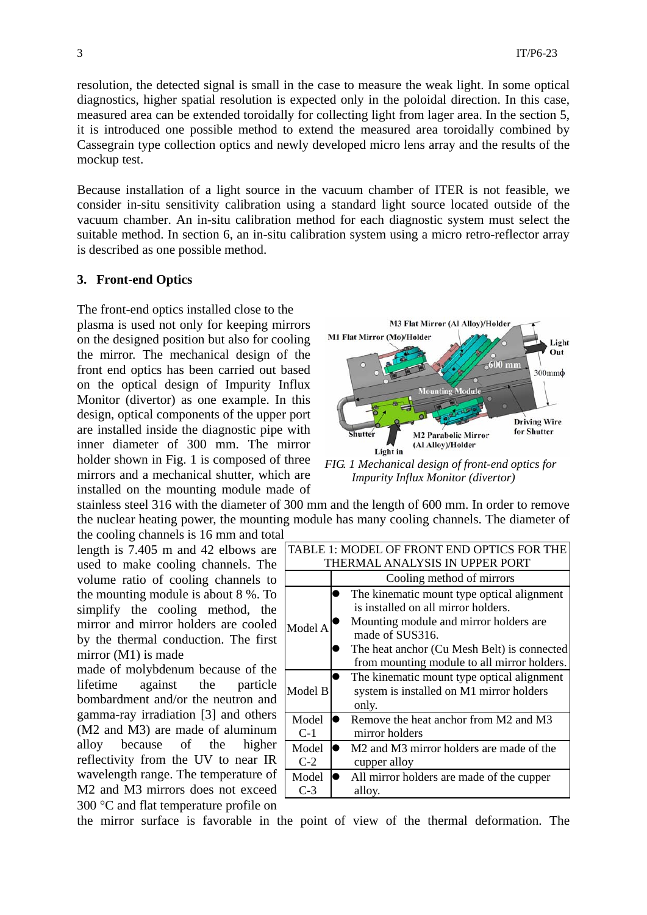resolution, the detected signal is small in the case to measure the weak light. In some optical diagnostics, higher spatial resolution is expected only in the poloidal direction. In this case, measured area can be extended toroidally for collecting light from lager area. In the section 5, it is introduced one possible method to extend the measured area toroidally combined by Cassegrain type collection optics and newly developed micro lens array and the results of the mockup test.

Because installation of a light source in the vacuum chamber of ITER is not feasible, we consider in-situ sensitivity calibration using a standard light source located outside of the vacuum chamber. An in-situ calibration method for each diagnostic system must select the suitable method. In section 6, an in-situ calibration system using a micro retro-reflector array is described as one possible method.

### 3. Front-end Optics

The front-end optics installed close to the plasma is used not only for keeping mirrors on the designed position but also for cooling the mirror. The mechanical design of the front end optics has been carried out based on the optical design of Impurity Influx Monitor (divertor) as one example. In this design, optical components of the upper port are installed inside the diagnostic pipe with inner diameter of 300 mm. The mirror holder shown in Fig. 1 is composed of three mirrors and a mechanical shutter, which are installed on the mounting module made of stainless steel 316 with the diameter of 300 mm and the length of 600 mm. In order to remove the nuclear heating power, the mounting module has many cooling channels. The diameter of the cooling channels is 16 mm and total length is 7.405 m and 42 elbows are used to make cooling channels. The volume ratio of cooling channels to the mounting module is about 8 %. To simplify the cooling method, the mirror and mirror holders are cooled by the thermal conduction. The first mirror (M1) is made of molybdenum because of the lifetime against the particle bombardment and/or the neutron and gamma-ray irradiation [3] and others (M2 and M3) are made of aluminum alloy because of the higher reflectivity from the UV to near IR wavelength range. The temperature of M2 and M3 mirrors does not exceed 300 °C and flat temperature profile on the mirror surface is favorable in the point of view of the thermal deformation. The

*FIG. 1 Mechanical design of front-end optics for Impurity Influx Monitor (divertor)*

TABLE 1: MODEL OF FRONT END OPTICS FOR THE THERMAL ANALYSIS IN UPPER PORT

| | Cooling method of mirrors |
|---|---|
| Model A | ● The kinematic mount type optical alignment is installed on all mirror holders.<br>● Mounting module and mirror holders are made of SUS316.<br>● The heat anchor (Cu Mesh Belt) is connected from mounting module to all mirror holders. |
| Model B | ● The kinematic mount type optical alignment system is installed on M1 mirror holders only. |
| Model C-1 | ● Remove the heat anchor from M2 and M3 mirror holders |
| Model C-2 | ● M2 and M3 mirror holders are made of the cupper alloy |
| Model C-3 | ● All mirror holders are made of the cupper alloy. |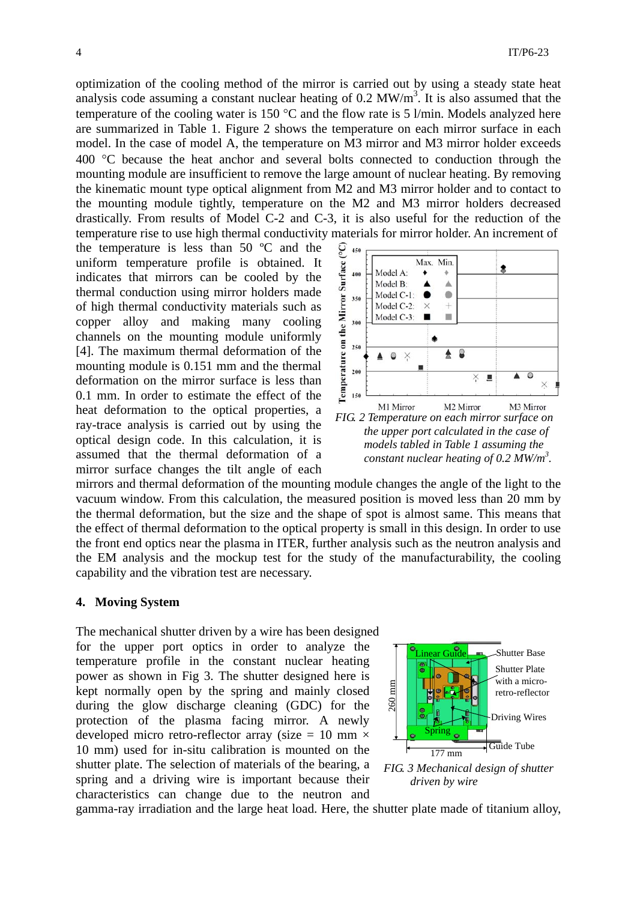optimization of the cooling method of the mirror is carried out by using a steady state heat analysis code assuming a constant nuclear heating of 0.2 $MW/m^3$. It is also assumed that the temperature of the cooling water is 150 °C and the flow rate is 5 l/min. Models analyzed here are summarized in Table 1. Figure 2 shows the temperature on each mirror surface in each model. In the case of model A, the temperature on M3 mirror and M3 mirror holder exceeds 400 °C because the heat anchor and several bolts connected to conduction through the mounting module are insufficient to remove the large amount of nuclear heating. By removing the kinematic mount type optical alignment from M2 and M3 mirror holder and to contact to the mounting module tightly, temperature on the M2 and M3 mirror holders decreased drastically. From results of Model C-2 and C-3, it is also useful for the reduction of the temperature rise to use high thermal conductivity materials for mirror holder. An increment of the temperature is less than 50 ºC and the uniform temperature profile is obtained. It indicates that mirrors can be cooled by the thermal conduction using mirror holders made of high thermal conductivity materials such as copper alloy and making many cooling channels on the mounting module uniformly [4]. The maximum thermal deformation of the mounting module is 0.151 mm and the thermal deformation on the mirror surface is less than 0.1 mm. In order to estimate the effect of the heat deformation to the optical properties, a ray-trace analysis is carried out by using the optical design code. In this calculation, it is assumed that the thermal deformation of a mirror surface changes the tilt angle of each mirrors and thermal deformation of the mounting module changes the angle of the light to the vacuum window. From this calculation, the measured position is moved less than 20 mm by the thermal deformation, but the size and the shape of spot is almost same. This means that the effect of thermal deformation to the optical property is small in this design. In order to use the front end optics near the plasma in ITER, further analysis such as the neutron analysis and the EM analysis and the mockup test for the study of the manufacturability, the cooling capability and the vibration test are necessary.

*FIG. 2 Temperature on each mirror surface on the upper port calculated in the case of models tabled in Table 1 assuming the constant nuclear heating of 0.2 $MW/m^3$.*

## 4. Moving System

The mechanical shutter driven by a wire has been designed for the upper port optics in order to analyze the temperature profile in the constant nuclear heating power as shown in Fig 3. The shutter designed here is kept normally open by the spring and mainly closed during the glow discharge cleaning (GDC) for the protection of the plasma facing mirror. A newly developed micro retro-reflector array (size = 10 mm × 10 mm) used for in-situ calibration is mounted on the shutter plate. The selection of materials of the bearing, a spring and a driving wire is important because their characteristics can change due to the neutron and gamma-ray irradiation and the large heat load. Here, the shutter plate made of titanium alloy,

*FIG. 3 Mechanical design of shutter driven by wire*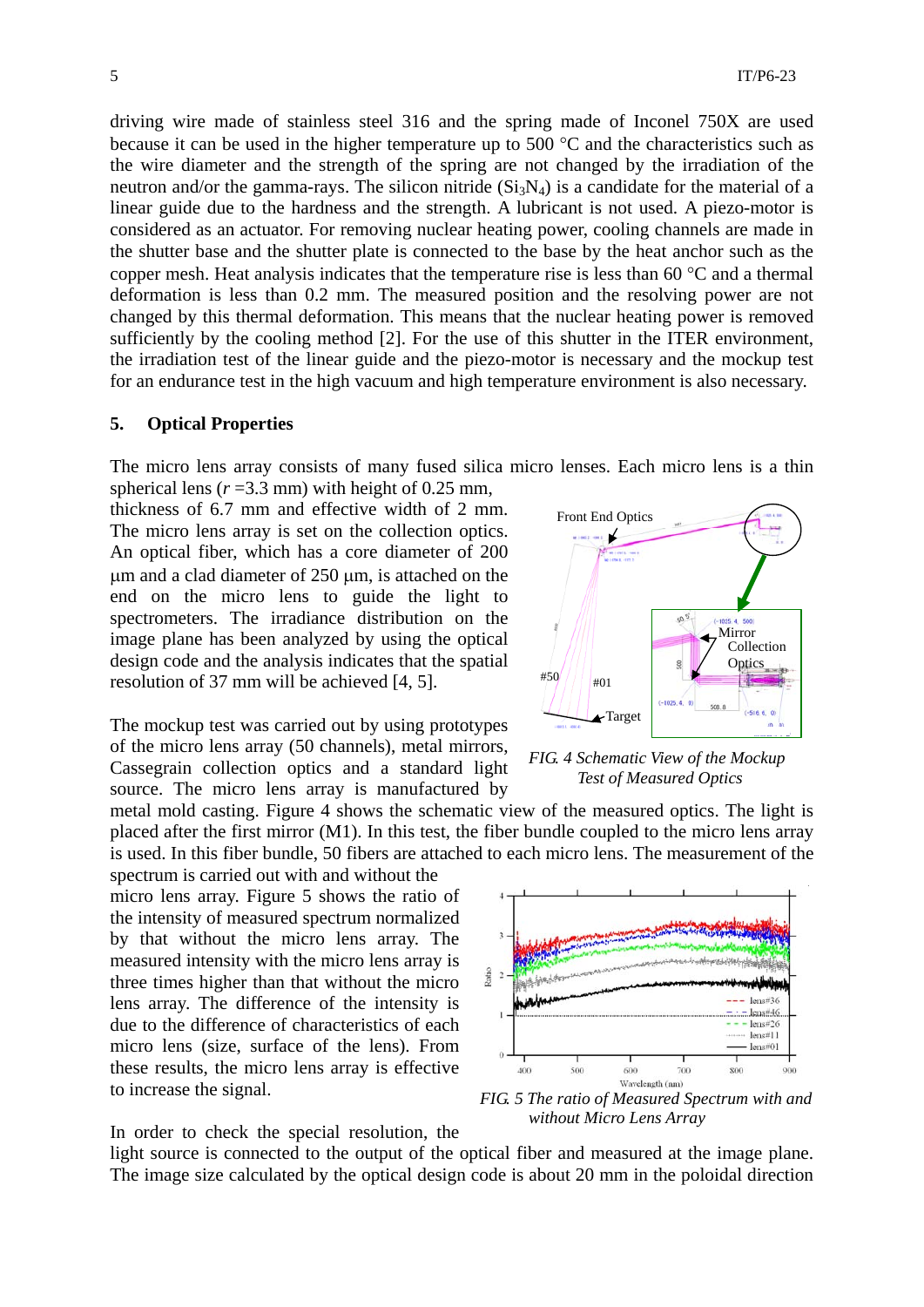driving wire made of stainless steel 316 and the spring made of Inconel 750X are used because it can be used in the higher temperature up to 500 °C and the characteristics such as the wire diameter and the strength of the spring are not changed by the irradiation of the neutron and/or the gamma-rays. The silicon nitride ($Si_3N_4$) is a candidate for the material of a linear guide due to the hardness and the strength. A lubricant is not used. A piezo-motor is considered as an actuator. For removing nuclear heating power, cooling channels are made in the shutter base and the shutter plate is connected to the base by the heat anchor such as the copper mesh. Heat analysis indicates that the temperature rise is less than 60 °C and a thermal deformation is less than 0.2 mm. The measured position and the resolving power are not changed by this thermal deformation. This means that the nuclear heating power is removed sufficiently by the cooling method [2]. For the use of this shutter in the ITER environment, the irradiation test of the linear guide and the piezo-motor is necessary and the mockup test for an endurance test in the high vacuum and high temperature environment is also necessary.

## 5. Optical Properties

The micro lens array consists of many fused silica micro lenses. Each micro lens is a thin spherical lens ($r$ =3.3 mm) with height of 0.25 mm, thickness of 6.7 mm and effective width of 2 mm. The micro lens array is set on the collection optics. An optical fiber, which has a core diameter of 200 µm and a clad diameter of 250 µm, is attached on the end on the micro lens to guide the light to spectrometers. The irradiance distribution on the image plane has been analyzed by using the optical design code and the analysis indicates that the spatial resolution of 37 mm will be achieved [4, 5].

*FIG. 4 Schematic View of the Mockup Test of Measured Optics*

The mockup test was carried out by using prototypes of the micro lens array (50 channels), metal mirrors, Cassegrain collection optics and a standard light source. The micro lens array is manufactured by metal mold casting. Figure 4 shows the schematic view of the measured optics. The light is placed after the first mirror (M1). In this test, the fiber bundle coupled to the micro lens array is used. In this fiber bundle, 50 fibers are attached to each micro lens. The measurement of the spectrum is carried out with and without the micro lens array. Figure 5 shows the ratio of the intensity of measured spectrum normalized by that without the micro lens array. The measured intensity with the micro lens array is three times higher than that without the micro lens array. The difference of the intensity is due to the difference of characteristics of each micro lens (size, surface of the lens). From these results, the micro lens array is effective to increase the signal.

*FIG. 5 The ratio of Measured Spectrum with and without Micro Lens Array*

In order to check the special resolution, the light source is connected to the output of the optical fiber and measured at the image plane. The image size calculated by the optical design code is about 20 mm in the poloidal direction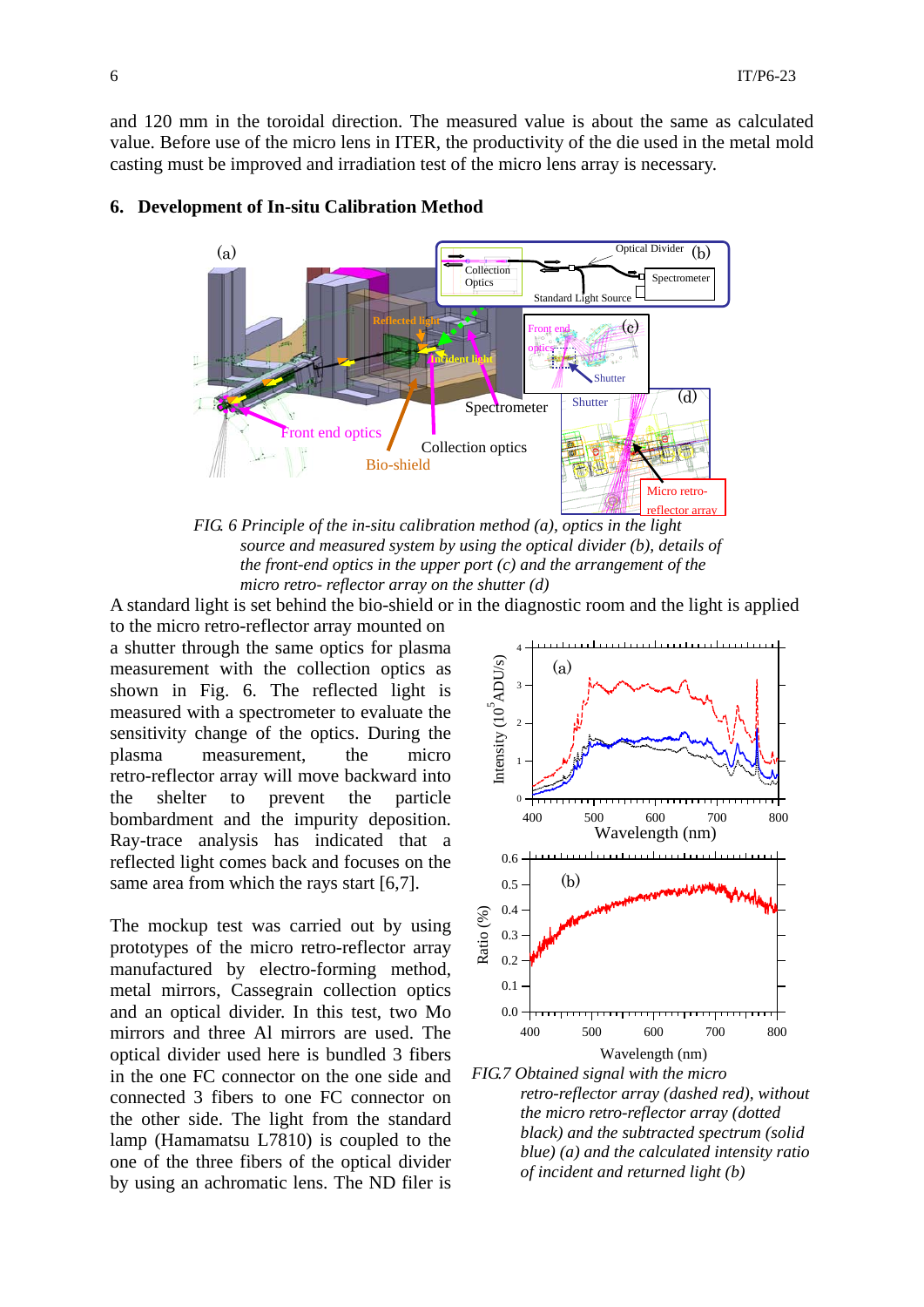and 120 mm in the toroidal direction. The measured value is about the same as calculated value. Before use of the micro lens in ITER, the productivity of the die used in the metal mold casting must be improved and irradiation test of the micro lens array is necessary.

## 6. Development of In-situ Calibration Method

*FIG. 6 Principle of the in-situ calibration method (a), optics in the light source and measured system by using the optical divider (b), details of the front-end optics in the upper port (c) and the arrangement of the micro retro- reflector array on the shutter (d)*

A standard light is set behind the bio-shield or in the diagnostic room and the light is applied to the micro retro-reflector array mounted on a shutter through the same optics for plasma measurement with the collection optics as shown in Fig. 6. The reflected light is measured with a spectrometer to evaluate the sensitivity change of the optics. During the plasma measurement, the micro retro-reflector array will move backward into the shelter to prevent the particle bombardment and the impurity deposition. Ray-trace analysis has indicated that a reflected light comes back and focuses on the same area from which the rays start [6,7].

The mockup test was carried out by using prototypes of the micro retro-reflector array manufactured by electro-forming method, metal mirrors, Cassegrain collection optics and an optical divider. In this test, two Mo mirrors and three Al mirrors are used. The optical divider used here is bundled 3 fibers in the one FC connector on the one side and connected 3 fibers to one FC connector on the other side. The light from the standard lamp (Hamamatsu L7810) is coupled to the one of the three fibers of the optical divider by using an achromatic lens. The ND filer is

*FIG.7 Obtained signal with the micro retro-reflector array (dashed red), without the micro retro-reflector array (dotted black) and the subtracted spectrum (solid blue) (a) and the calculated intensity ratio of incident and returned light (b)*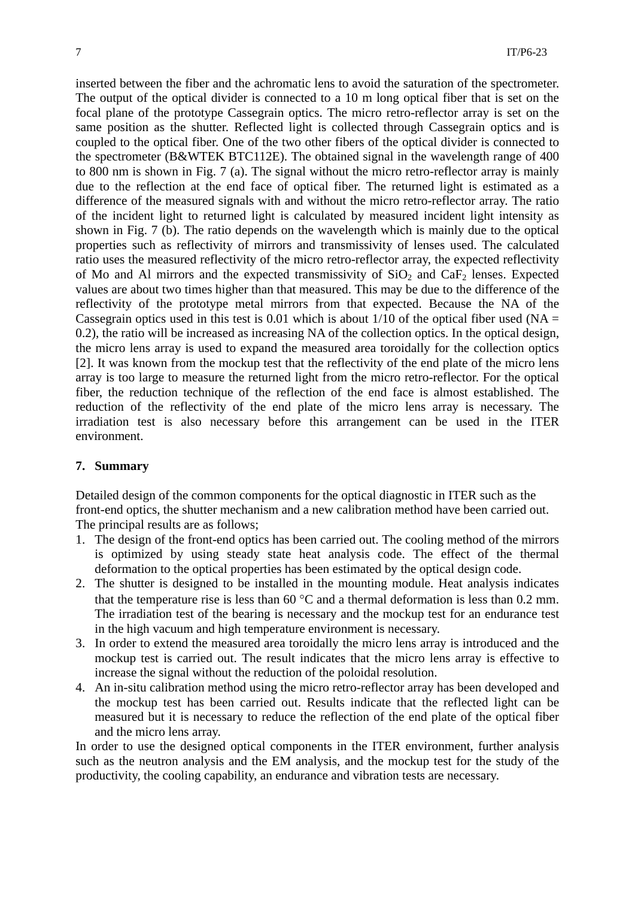inserted between the fiber and the achromatic lens to avoid the saturation of the spectrometer. The output of the optical divider is connected to a 10 m long optical fiber that is set on the focal plane of the prototype Cassegrain optics. The micro retro-reflector array is set on the same position as the shutter. Reflected light is collected through Cassegrain optics and is coupled to the optical fiber. One of the two other fibers of the optical divider is connected to the spectrometer (B&WTEK BTC112E). The obtained signal in the wavelength range of 400 to 800 nm is shown in Fig. 7 (a). The signal without the micro retro-reflector array is mainly due to the reflection at the end face of optical fiber. The returned light is estimated as a difference of the measured signals with and without the micro retro-reflector array. The ratio of the incident light to returned light is calculated by measured incident light intensity as shown in Fig. 7 (b). The ratio depends on the wavelength which is mainly due to the optical properties such as reflectivity of mirrors and transmissivity of lenses used. The calculated ratio uses the measured reflectivity of the micro retro-reflector array, the expected reflectivity of Mo and Al mirrors and the expected transmissivity of $SiO_2$ and $CaF_2$ lenses. Expected values are about two times higher than that measured. This may be due to the difference of the reflectivity of the prototype metal mirrors from that expected. Because the NA of the Cassegrain optics used in this test is 0.01 which is about 1/10 of the optical fiber used (NA = 0.2), the ratio will be increased as increasing NA of the collection optics. In the optical design, the micro lens array is used to expand the measured area toroidally for the collection optics [2]. It was known from the mockup test that the reflectivity of the end plate of the micro lens array is too large to measure the returned light from the micro retro-reflector. For the optical fiber, the reduction technique of the reflection of the end face is almost established. The reduction of the reflectivity of the end plate of the micro lens array is necessary. The irradiation test is also necessary before this arrangement can be used in the ITER environment.

## 7. Summary

Detailed design of the common components for the optical diagnostic in ITER such as the front-end optics, the shutter mechanism and a new calibration method have been carried out. The principal results are as follows;

1. The design of the front-end optics has been carried out. The cooling method of the mirrors is optimized by using steady state heat analysis code. The effect of the thermal deformation to the optical properties has been estimated by the optical design code.
2. The shutter is designed to be installed in the mounting module. Heat analysis indicates that the temperature rise is less than 60 °C and a thermal deformation is less than 0.2 mm. The irradiation test of the bearing is necessary and the mockup test for an endurance test in the high vacuum and high temperature environment is necessary.
3. In order to extend the measured area toroidally the micro lens array is introduced and the mockup test is carried out. The result indicates that the micro lens array is effective to increase the signal without the reduction of the poloidal resolution.
4. An in-situ calibration method using the micro retro-reflector array has been developed and the mockup test has been carried out. Results indicate that the reflected light can be measured but it is necessary to reduce the reflection of the end plate of the optical fiber and the micro lens array.

In order to use the designed optical components in the ITER environment, further analysis such as the neutron analysis and the EM analysis, and the mockup test for the study of the productivity, the cooling capability, an endurance and vibration tests are necessary.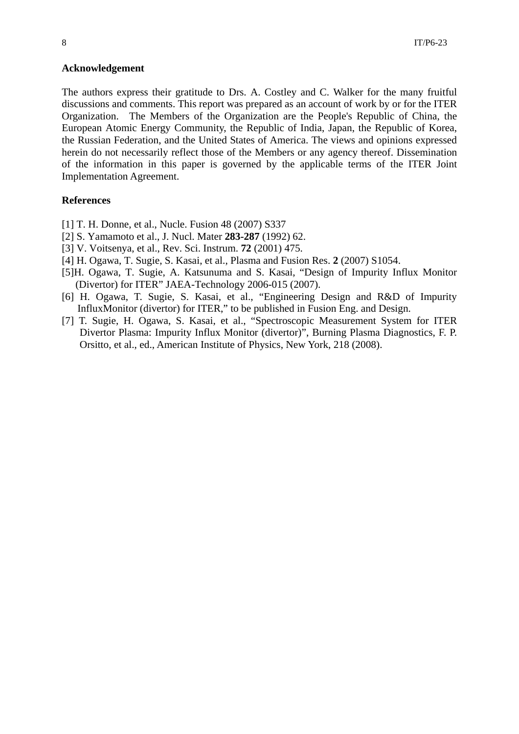## Acknowledgement

The authors express their gratitude to Drs. A. Costley and C. Walker for the many fruitful discussions and comments. This report was prepared as an account of work by or for the ITER Organization. The Members of the Organization are the People's Republic of China, the European Atomic Energy Community, the Republic of India, Japan, the Republic of Korea, the Russian Federation, and the United States of America. The views and opinions expressed herein do not necessarily reflect those of the Members or any agency thereof. Dissemination of the information in this paper is governed by the applicable terms of the ITER Joint Implementation Agreement.

## References

[1] T. H. Donne, et al., Nucle. Fusion 48 (2007) S337
[2] S. Yamamoto et al., J. Nucl. Mater **283-287** (1992) 62.
[3] V. Voitsenya, et al., Rev. Sci. Instrum. **72** (2001) 475.
[4] H. Ogawa, T. Sugie, S. Kasai, et al., Plasma and Fusion Res. **2** (2007) S1054.
[5]H. Ogawa, T. Sugie, A. Katsunuma and S. Kasai, "Design of Impurity Influx Monitor (Divertor) for ITER" JAEA-Technology 2006-015 (2007).
[6] H. Ogawa, T. Sugie, S. Kasai, et al., "Engineering Design and R&D of Impurity InfluxMonitor (divertor) for ITER," to be published in Fusion Eng. and Design.
[7] T. Sugie, H. Ogawa, S. Kasai, et al., "Spectroscopic Measurement System for ITER Divertor Plasma: Impurity Influx Monitor (divertor)", Burning Plasma Diagnostics, F. P. Orsitto, et al., ed., American Institute of Physics, New York, 218 (2008).